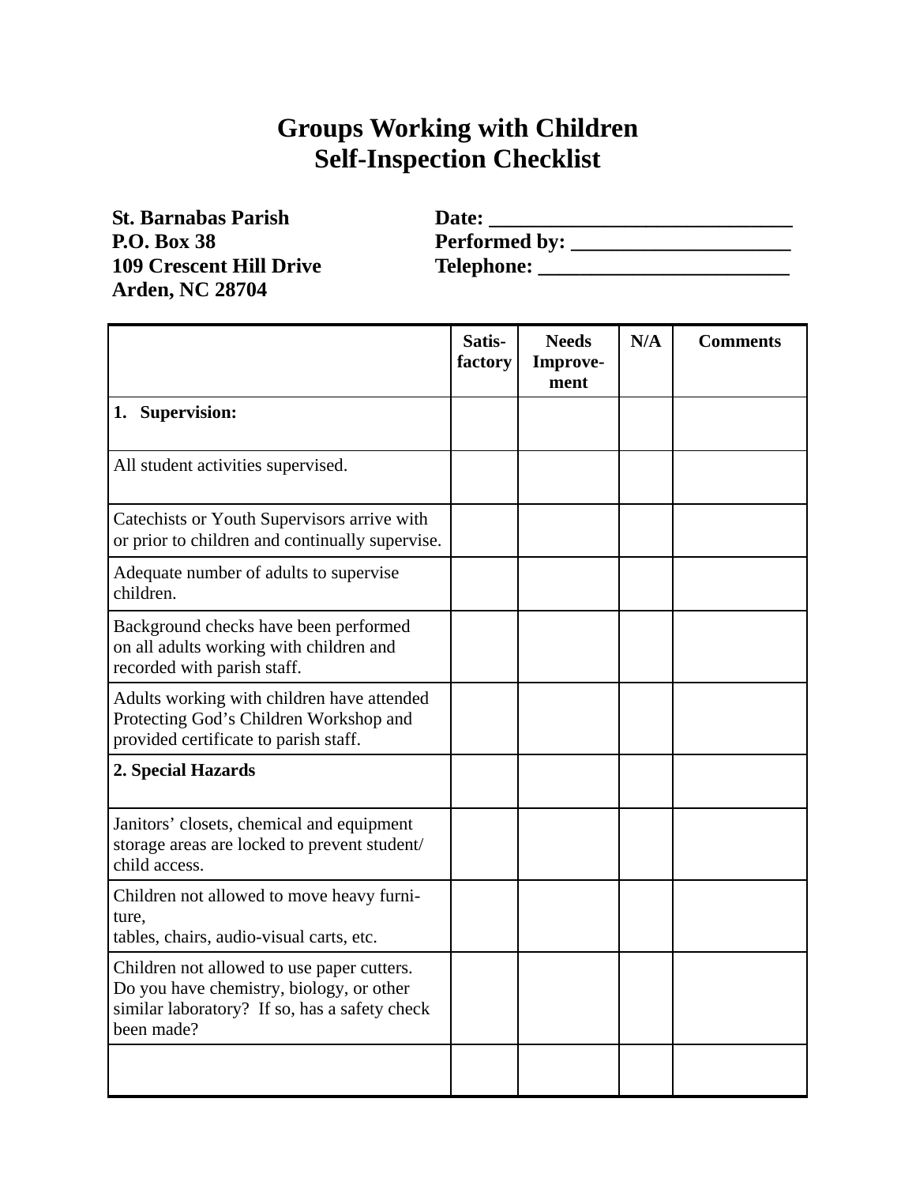# Groups Working with Children
# Self-Inspection Checklist

**St. Barnabas Parish**
**P.O. Box 38**
**109 Crescent Hill Drive**
**Arden, NC 28704**

**Date: ______________________________**
**Performed by: ______________________**
**Telephone: ________________________**

| | Satis-factory | Needs Improve-ment | N/A | Comments |
|---|---|---|---|---|
| **1. Supervision:** | | | | |
| All student activities supervised. | | | | |
| Catechists or Youth Supervisors arrive with or prior to children and continually supervise. | | | | |
| Adequate number of adults to supervise children. | | | | |
| Background checks have been performed on all adults working with children and recorded with parish staff. | | | | |
| Adults working with children have attended Protecting God's Children Workshop and provided certificate to parish staff. | | | | |
| **2. Special Hazards** | | | | |
| Janitors' closets, chemical and equipment storage areas are locked to prevent student/ child access. | | | | |
| Children not allowed to move heavy furni-ture, tables, chairs, audio-visual carts, etc. | | | | |
| Children not allowed to use paper cutters. Do you have chemistry, biology, or other similar laboratory? If so, has a safety check been made? | | | | |
| | | | | |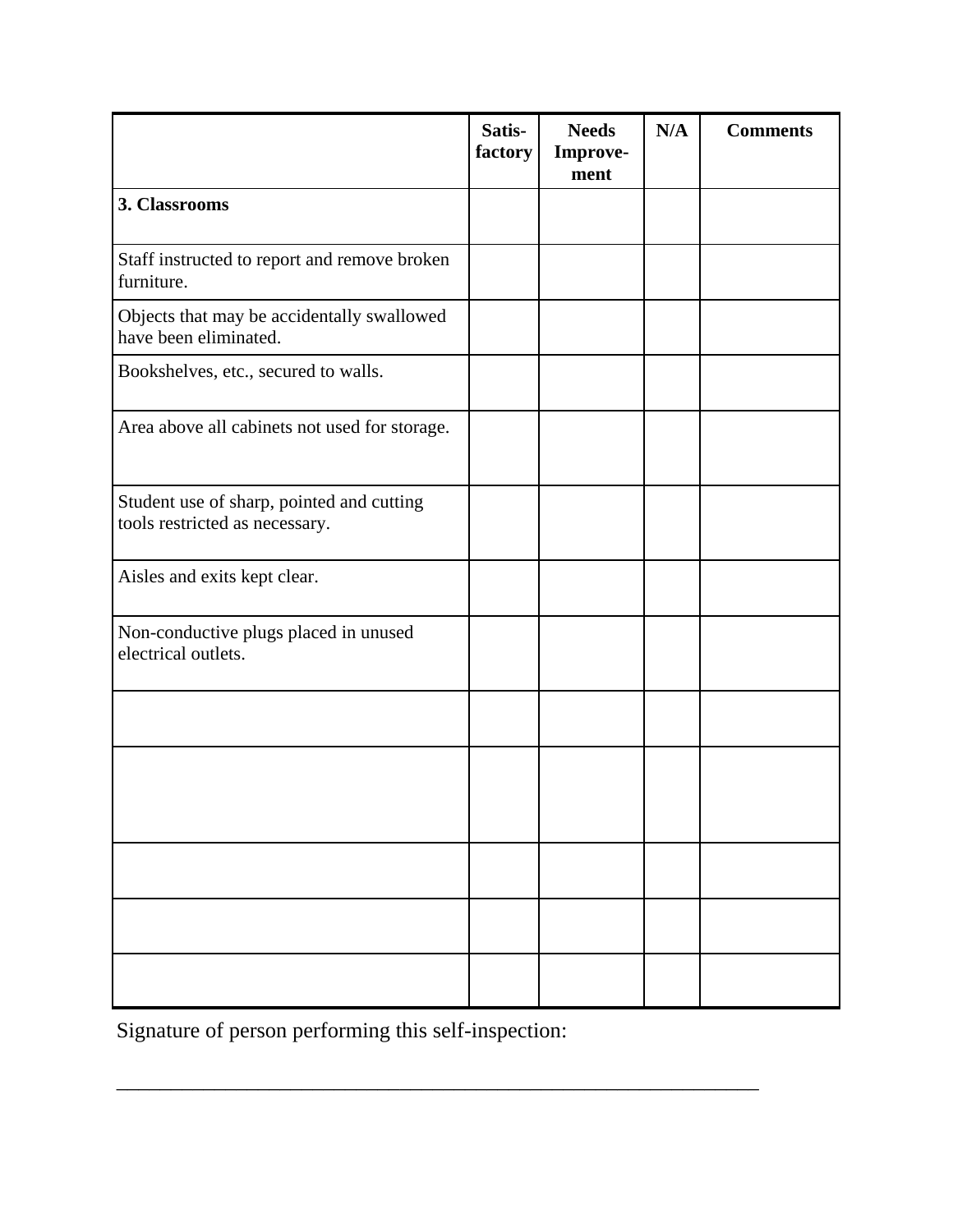| | Satis-factory | Needs Improve-ment | N/A | Comments |
|---|---|---|---|---|
| **3. Classrooms** | | | | |
| Staff instructed to report and remove broken furniture. | | | | |
| Objects that may be accidentally swallowed have been eliminated. | | | | |
| Bookshelves, etc., secured to walls. | | | | |
| Area above all cabinets not used for storage. | | | | |
| Student use of sharp, pointed and cutting tools restricted as necessary. | | | | |
| Aisles and exits kept clear. | | | | |
| Non-conductive plugs placed in unused electrical outlets. | | | | |
| | | | | |
| | | | | |
| | | | | |
| | | | | |
| | | | | |

Signature of person performing this self-inspection:

_______________________________________________________________